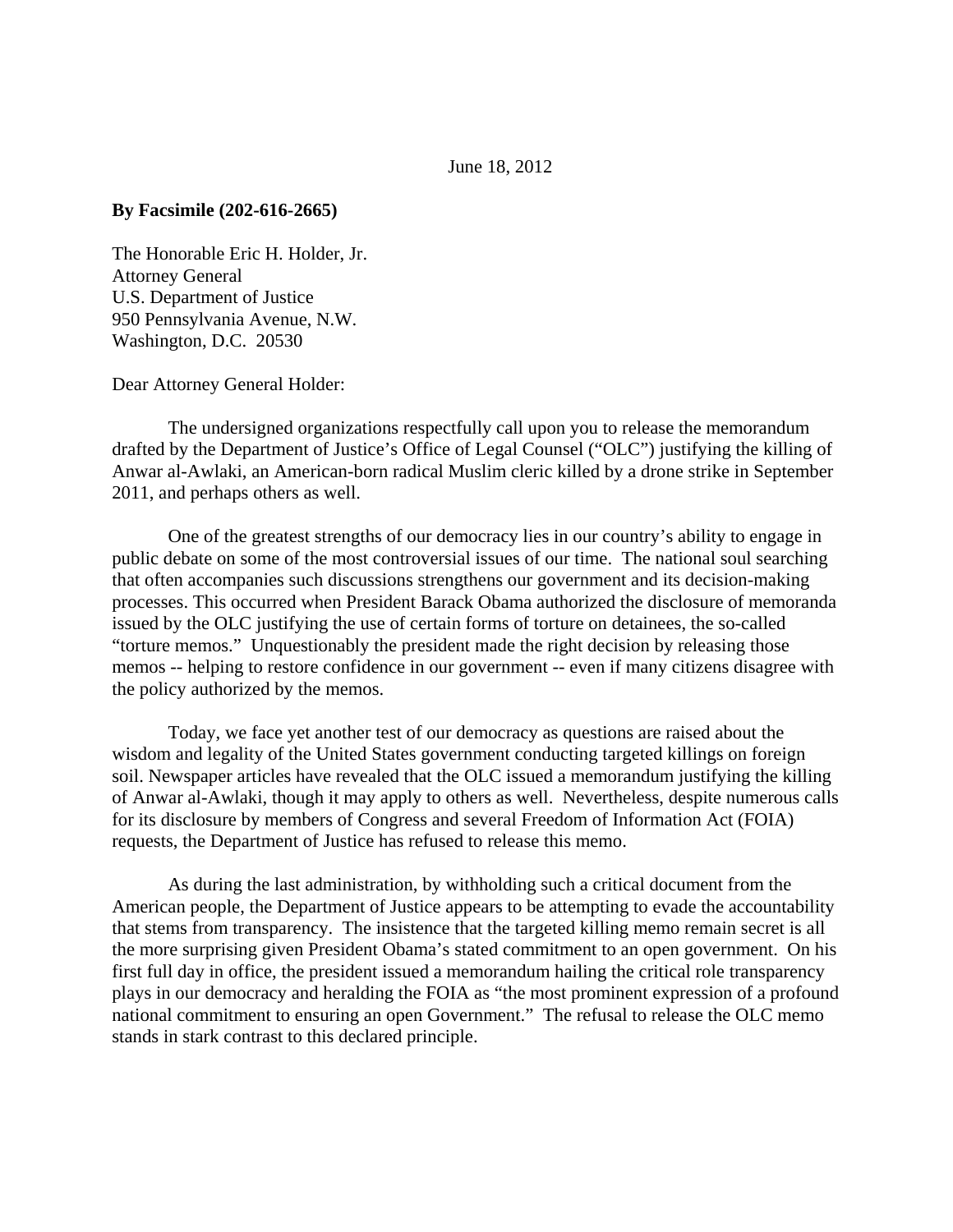June 18, 2012

**By Facsimile (202-616-2665)**

The Honorable Eric H. Holder, Jr.
Attorney General
U.S. Department of Justice
950 Pennsylvania Avenue, N.W.
Washington, D.C. 20530

Dear Attorney General Holder:

The undersigned organizations respectfully call upon you to release the memorandum drafted by the Department of Justice's Office of Legal Counsel ("OLC") justifying the killing of Anwar al-Awlaki, an American-born radical Muslim cleric killed by a drone strike in September 2011, and perhaps others as well.

One of the greatest strengths of our democracy lies in our country's ability to engage in public debate on some of the most controversial issues of our time. The national soul searching that often accompanies such discussions strengthens our government and its decision-making processes. This occurred when President Barack Obama authorized the disclosure of memoranda issued by the OLC justifying the use of certain forms of torture on detainees, the so-called "torture memos." Unquestionably the president made the right decision by releasing those memos -- helping to restore confidence in our government -- even if many citizens disagree with the policy authorized by the memos.

Today, we face yet another test of our democracy as questions are raised about the wisdom and legality of the United States government conducting targeted killings on foreign soil. Newspaper articles have revealed that the OLC issued a memorandum justifying the killing of Anwar al-Awlaki, though it may apply to others as well. Nevertheless, despite numerous calls for its disclosure by members of Congress and several Freedom of Information Act (FOIA) requests, the Department of Justice has refused to release this memo.

As during the last administration, by withholding such a critical document from the American people, the Department of Justice appears to be attempting to evade the accountability that stems from transparency. The insistence that the targeted killing memo remain secret is all the more surprising given President Obama's stated commitment to an open government. On his first full day in office, the president issued a memorandum hailing the critical role transparency plays in our democracy and heralding the FOIA as "the most prominent expression of a profound national commitment to ensuring an open Government." The refusal to release the OLC memo stands in stark contrast to this declared principle.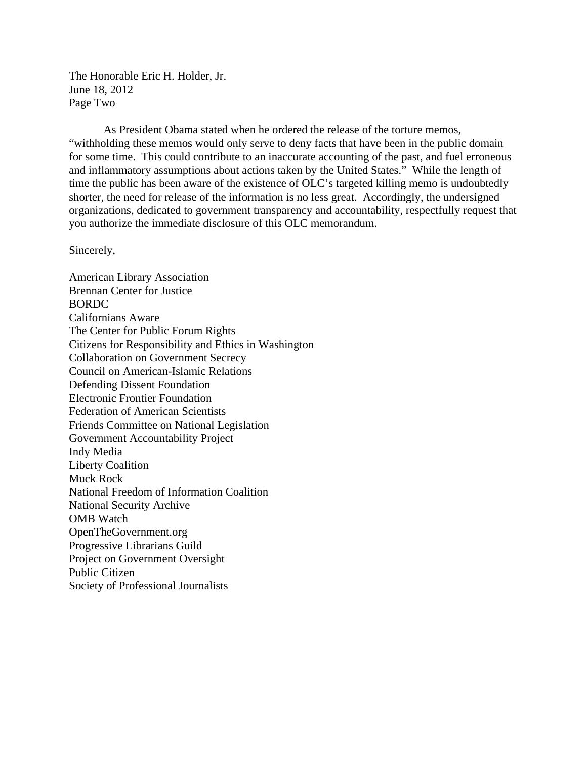As President Obama stated when he ordered the release of the torture memos, "withholding these memos would only serve to deny facts that have been in the public domain for some time. This could contribute to an inaccurate accounting of the past, and fuel erroneous and inflammatory assumptions about actions taken by the United States." While the length of time the public has been aware of the existence of OLC's targeted killing memo is undoubtedly shorter, the need for release of the information is no less great. Accordingly, the undersigned organizations, dedicated to government transparency and accountability, respectfully request that you authorize the immediate disclosure of this OLC memorandum.

Sincerely,

American Library Association
Brennan Center for Justice
BORDC
Californians Aware
The Center for Public Forum Rights
Citizens for Responsibility and Ethics in Washington
Collaboration on Government Secrecy
Council on American-Islamic Relations
Defending Dissent Foundation
Electronic Frontier Foundation
Federation of American Scientists
Friends Committee on National Legislation
Government Accountability Project
Indy Media
Liberty Coalition
Muck Rock
National Freedom of Information Coalition
National Security Archive
OMB Watch
OpenTheGovernment.org
Progressive Librarians Guild
Project on Government Oversight
Public Citizen
Society of Professional Journalists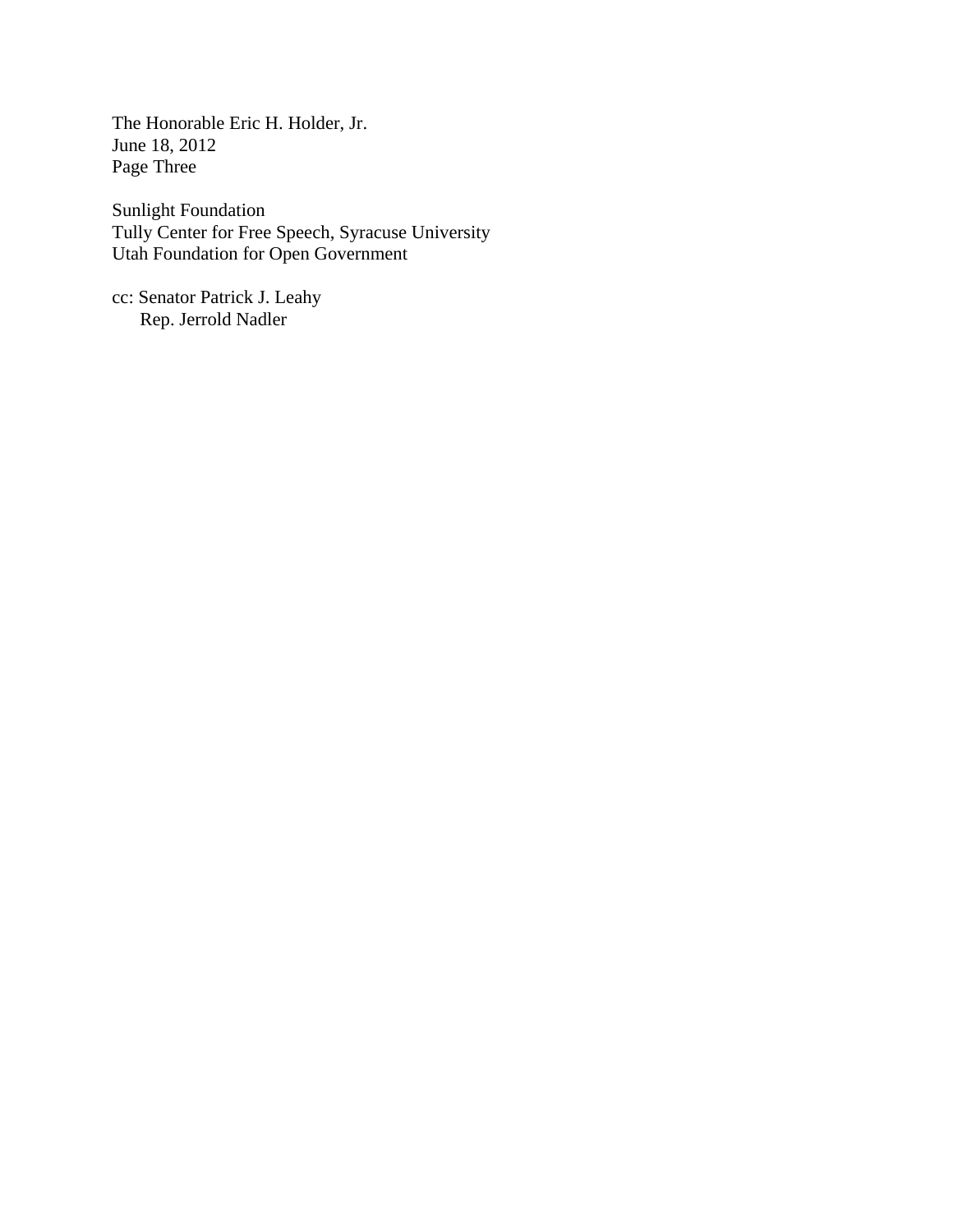Sunlight Foundation
Tully Center for Free Speech, Syracuse University
Utah Foundation for Open Government

cc: Senator Patrick J. Leahy
Rep. Jerrold Nadler